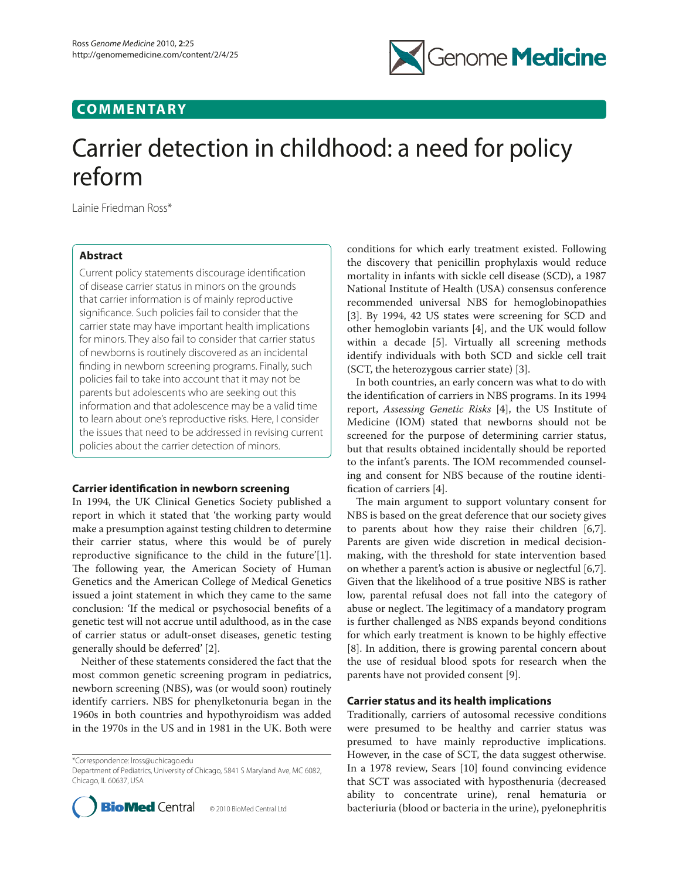COMMENTARY

# Carrier detection in childhood: a need for policy reform

Lainie Friedman Ross*

## Abstract

Current policy statements discourage identification of disease carrier status in minors on the grounds that carrier information is of mainly reproductive significance. Such policies fail to consider that the carrier state may have important health implications for minors. They also fail to consider that carrier status of newborns is routinely discovered as an incidental finding in newborn screening programs. Finally, such policies fail to take into account that it may not be parents but adolescents who are seeking out this information and that adolescence may be a valid time to learn about one's reproductive risks. Here, I consider the issues that need to be addressed in revising current policies about the carrier detection of minors.

## Carrier identification in newborn screening

In 1994, the UK Clinical Genetics Society published a report in which it stated that 'the working party would make a presumption against testing children to determine their carrier status, where this would be of purely reproductive significance to the child in the future'[1]. The following year, the American Society of Human Genetics and the American College of Medical Genetics issued a joint statement in which they came to the same conclusion: 'If the medical or psychosocial benefits of a genetic test will not accrue until adulthood, as in the case of carrier status or adult-onset diseases, genetic testing generally should be deferred' [2].

Neither of these statements considered the fact that the most common genetic screening program in pediatrics, newborn screening (NBS), was (or would soon) routinely identify carriers. NBS for phenylketonuria began in the 1960s in both countries and hypothyroidism was added in the 1970s in the US and in 1981 in the UK. Both were conditions for which early treatment existed. Following the discovery that penicillin prophylaxis would reduce mortality in infants with sickle cell disease (SCD), a 1987 National Institute of Health (USA) consensus conference recommended universal NBS for hemoglobinopathies [3]. By 1994, 42 US states were screening for SCD and other hemoglobin variants [4], and the UK would follow within a decade [5]. Virtually all screening methods identify individuals with both SCD and sickle cell trait (SCT, the heterozygous carrier state) [3].

In both countries, an early concern was what to do with the identification of carriers in NBS programs. In its 1994 report, *Assessing Genetic Risks* [4], the US Institute of Medicine (IOM) stated that newborns should not be screened for the purpose of determining carrier status, but that results obtained incidentally should be reported to the infant's parents. The IOM recommended counseling and consent for NBS because of the routine identification of carriers [4].

The main argument to support voluntary consent for NBS is based on the great deference that our society gives to parents about how they raise their children [6,7]. Parents are given wide discretion in medical decision-making, with the threshold for state intervention based on whether a parent's action is abusive or neglectful [6,7]. Given that the likelihood of a true positive NBS is rather low, parental refusal does not fall into the category of abuse or neglect. The legitimacy of a mandatory program is further challenged as NBS expands beyond conditions for which early treatment is known to be highly effective [8]. In addition, there is growing parental concern about the use of residual blood spots for research when the parents have not provided consent [9].

## Carrier status and its health implications

Traditionally, carriers of autosomal recessive conditions were presumed to be healthy and carrier status was presumed to have mainly reproductive implications. However, in the case of SCT, the data suggest otherwise. In a 1978 review, Sears [10] found convincing evidence that SCT was associated with hyposthenuria (decreased ability to concentrate urine), renal hematuria or bacteriuria (blood or bacteria in the urine), pyelonephritis

*Correspondence: lross@uchicago.edu
Department of Pediatrics, University of Chicago, 5841 S Maryland Ave, MC 6082, Chicago, IL 60637, USA

© 2010 BioMed Central Ltd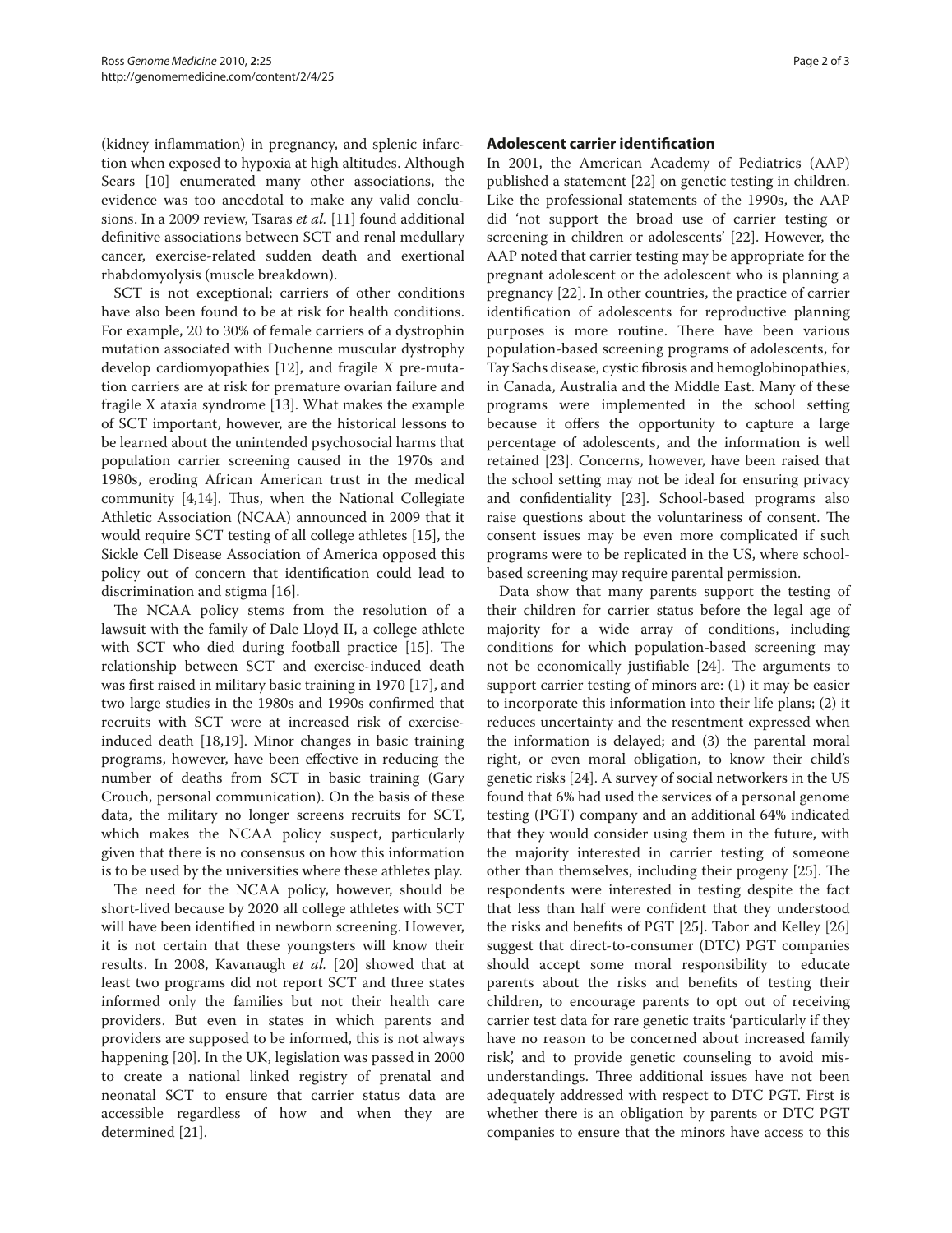(kidney inflammation) in pregnancy, and splenic infarction when exposed to hypoxia at high altitudes. Although Sears [10] enumerated many other associations, the evidence was too anecdotal to make any valid conclusions. In a 2009 review, Tsaras *et al.* [11] found additional definitive associations between SCT and renal medullary cancer, exercise-related sudden death and exertional rhabdomyolysis (muscle breakdown).

SCT is not exceptional; carriers of other conditions have also been found to be at risk for health conditions. For example, 20 to 30% of female carriers of a dystrophin mutation associated with Duchenne muscular dystrophy develop cardiomyopathies [12], and fragile X pre-mutation carriers are at risk for premature ovarian failure and fragile X ataxia syndrome [13]. What makes the example of SCT important, however, are the historical lessons to be learned about the unintended psychosocial harms that population carrier screening caused in the 1970s and 1980s, eroding African American trust in the medical community [4,14]. Thus, when the National Collegiate Athletic Association (NCAA) announced in 2009 that it would require SCT testing of all college athletes [15], the Sickle Cell Disease Association of America opposed this policy out of concern that identification could lead to discrimination and stigma [16].

The NCAA policy stems from the resolution of a lawsuit with the family of Dale Lloyd II, a college athlete with SCT who died during football practice [15]. The relationship between SCT and exercise-induced death was first raised in military basic training in 1970 [17], and two large studies in the 1980s and 1990s confirmed that recruits with SCT were at increased risk of exercise-induced death [18,19]. Minor changes in basic training programs, however, have been effective in reducing the number of deaths from SCT in basic training (Gary Crouch, personal communication). On the basis of these data, the military no longer screens recruits for SCT, which makes the NCAA policy suspect, particularly given that there is no consensus on how this information is to be used by the universities where these athletes play.

The need for the NCAA policy, however, should be short-lived because by 2020 all college athletes with SCT will have been identified in newborn screening. However, it is not certain that these youngsters will know their results. In 2008, Kavanaugh *et al.* [20] showed that at least two programs did not report SCT and three states informed only the families but not their health care providers. But even in states in which parents and providers are supposed to be informed, this is not always happening [20]. In the UK, legislation was passed in 2000 to create a national linked registry of prenatal and neonatal SCT to ensure that carrier status data are accessible regardless of how and when they are determined [21].

## Adolescent carrier identification

In 2001, the American Academy of Pediatrics (AAP) published a statement [22] on genetic testing in children. Like the professional statements of the 1990s, the AAP did 'not support the broad use of carrier testing or screening in children or adolescents' [22]. However, the AAP noted that carrier testing may be appropriate for the pregnant adolescent or the adolescent who is planning a pregnancy [22]. In other countries, the practice of carrier identification of adolescents for reproductive planning purposes is more routine. There have been various population-based screening programs of adolescents, for Tay Sachs disease, cystic fibrosis and hemoglobinopathies, in Canada, Australia and the Middle East. Many of these programs were implemented in the school setting because it offers the opportunity to capture a large percentage of adolescents, and the information is well retained [23]. Concerns, however, have been raised that the school setting may not be ideal for ensuring privacy and confidentiality [23]. School-based programs also raise questions about the voluntariness of consent. The consent issues may be even more complicated if such programs were to be replicated in the US, where school-based screening may require parental permission.

Data show that many parents support the testing of their children for carrier status before the legal age of majority for a wide array of conditions, including conditions for which population-based screening may not be economically justifiable [24]. The arguments to support carrier testing of minors are: (1) it may be easier to incorporate this information into their life plans; (2) it reduces uncertainty and the resentment expressed when the information is delayed; and (3) the parental moral right, or even moral obligation, to know their child's genetic risks [24]. A survey of social networkers in the US found that 6% had used the services of a personal genome testing (PGT) company and an additional 64% indicated that they would consider using them in the future, with the majority interested in carrier testing of someone other than themselves, including their progeny [25]. The respondents were interested in testing despite the fact that less than half were confident that they understood the risks and benefits of PGT [25]. Tabor and Kelley [26] suggest that direct-to-consumer (DTC) PGT companies should accept some moral responsibility to educate parents about the risks and benefits of testing their children, to encourage parents to opt out of receiving carrier test data for rare genetic traits 'particularly if they have no reason to be concerned about increased family risk', and to provide genetic counseling to avoid misunderstandings. Three additional issues have not been adequately addressed with respect to DTC PGT. First is whether there is an obligation by parents or DTC PGT companies to ensure that the minors have access to this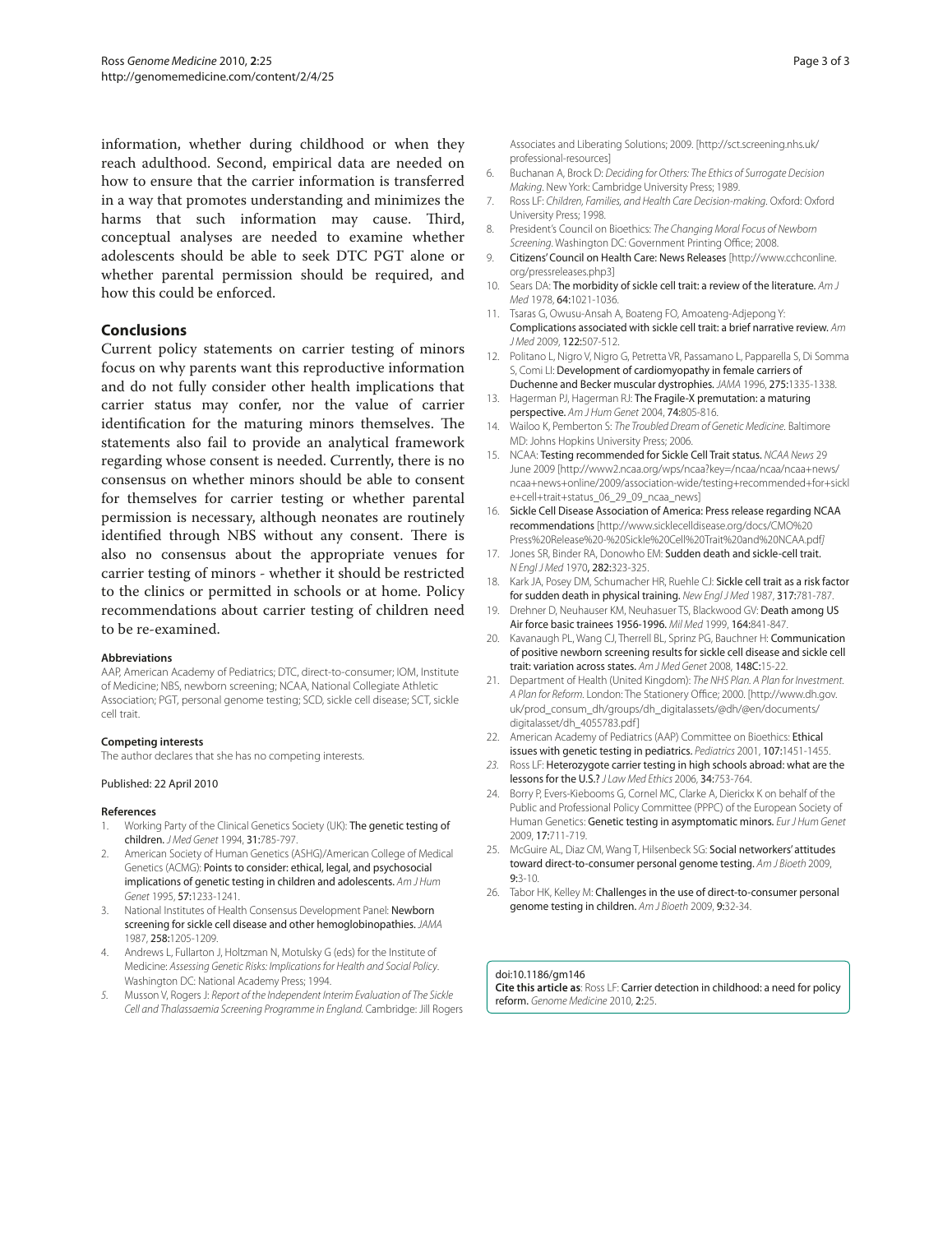information, whether during childhood or when they reach adulthood. Second, empirical data are needed on how to ensure that the carrier information is transferred in a way that promotes understanding and minimizes the harms that such information may cause. Third, conceptual analyses are needed to examine whether adolescents should be able to seek DTC PGT alone or whether parental permission should be required, and how this could be enforced.

## Conclusions

Current policy statements on carrier testing of minors focus on why parents want this reproductive information and do not fully consider other health implications that carrier status may confer, nor the value of carrier identification for the maturing minors themselves. The statements also fail to provide an analytical framework regarding whose consent is needed. Currently, there is no consensus on whether minors should be able to consent for themselves for carrier testing or whether parental permission is necessary, although neonates are routinely identified through NBS without any consent. There is also no consensus about the appropriate venues for carrier testing of minors - whether it should be restricted to the clinics or permitted in schools or at home. Policy recommendations about carrier testing of children need to be re-examined.

#### Abbreviations

AAP, American Academy of Pediatrics; DTC, direct-to-consumer; IOM, Institute of Medicine; NBS, newborn screening; NCAA, National Collegiate Athletic Association; PGT, personal genome testing; SCD, sickle cell disease; SCT, sickle cell trait.

#### Competing interests

The author declares that she has no competing interests.

Published: 22 April 2010

#### References

1. Working Party of the Clinical Genetics Society (UK): **The genetic testing of children.** *J Med Genet* 1994, **31:**785-797.
2. American Society of Human Genetics (ASHG)/American College of Medical Genetics (ACMG): **Points to consider: ethical, legal, and psychosocial implications of genetic testing in children and adolescents.** *Am J Hum Genet* 1995, **57:**1233-1241.
3. National Institutes of Health Consensus Development Panel: **Newborn screening for sickle cell disease and other hemoglobinopathies.** *JAMA* 1987, **258:**1205-1209.
4. Andrews L, Fullarton J, Holtzman N, Motulsky G (eds) for the Institute of Medicine: *Assessing Genetic Risks: Implications for Health and Social Policy*. Washington DC: National Academy Press; 1994.
5. Musson V, Rogers J: *Report of the Independent Interim Evaluation of The Sickle Cell and Thalassaemia Screening Programme in England*. Cambridge: Jill Rogers Associates and Liberating Solutions; 2009. [http://sct.screening.nhs.uk/professional-resources]
6. Buchanan A, Brock D: *Deciding for Others: The Ethics of Surrogate Decision Making*. New York: Cambridge University Press; 1989.
7. Ross LF: *Children, Families, and Health Care Decision-making*. Oxford: Oxford University Press; 1998.
8. President's Council on Bioethics: *The Changing Moral Focus of Newborn Screening*. Washington DC: Government Printing Office; 2008.
9. **Citizens' Council on Health Care: News Releases** [http://www.cchconline.org/pressreleases.php3]
10. Sears DA: **The morbidity of sickle cell trait: a review of the literature.** *Am J Med* 1978, **64:**1021-1036.
11. Tsaras G, Owusu-Ansah A, Boateng FO, Amoateng-Adjepong Y: **Complications associated with sickle cell trait: a brief narrative review.** *Am J Med* 2009, **122:**507-512.
12. Politano L, Nigro V, Nigro G, Petretta VR, Passamano L, Papparella S, Di Somma S, Comi LI: **Development of cardiomyopathy in female carriers of Duchenne and Becker muscular dystrophies.** *JAMA* 1996, **275:**1335-1338.
13. Hagerman RJ, Hagerman PJ: **The Fragile-X premutation: a maturing perspective.** *Am J Hum Genet* 2004, **74:**805-816.
14. Wailoo K, Pemberton S: *The Troubled Dream of Genetic Medicine*. Baltimore MD: Johns Hopkins University Press; 2006.
15. NCAA: **Testing recommended for Sickle Cell Trait status.** *NCAA News* 29 June 2009 [http://www2.ncaa.org/wps/ncaa?key=/ncaa/ncaa/ncaa+news/ncaa+news+online/2009/association-wide/testing+recommended+for+sickle+cell+trait+status_06_29_09_ncaa_news]
16. **Sickle Cell Disease Association of America: Press release regarding NCAA recommendations** [http://www.sicklecelldisease.org/docs/CMO%20Press%20Release%20-%20Sickle%20Cell%20Trait%20and%20NCAA.pdf]
17. Jones SR, Binder RA, Donowho EM: **Sudden death and sickle-cell trait.** *N Engl J Med* 1970, **282:**323-325.
18. Kark JA, Posey DM, Schumacher HR, Ruehle CJ: **Sickle cell trait as a risk factor for sudden death in physical training.** *New Engl J Med* 1987, **317:**781-787.
19. Drehner D, Neuhauser KM, Neuhasuer TS, Blackwood GV: **Death among US Air force basic trainees 1956-1996.** *Mil Med* 1999, **164:**841-847.
20. Kavanaugh PL, Wang CJ, Therrell BL, Sprinz PG, Bauchner H: **Communication of positive newborn screening results for sickle cell disease and sickle cell trait: variation across states.** *Am J Med Genet* 2008, **148C:**15-22.
21. Department of Health (United Kingdom): *The NHS Plan. A Plan for Investment. A Plan for Reform*. London: The Stationery Office; 2000. [http://www.dh.gov.uk/prod_consum_dh/groups/dh_digitalassets/@dh/@en/documents/digitalasset/dh_4055783.pdf]
22. American Academy of Pediatrics (AAP) Committee on Bioethics: **Ethical issues with genetic testing in pediatrics.** *Pediatrics* 2001, **107:**1451-1455.
23. Ross LF: **Heterozygote carrier testing in high schools abroad: what are the lessons for the U.S.?** *J Law Med Ethics* 2006, **34:**753-764.
24. Borry P, Evers-Kiebooms G, Cornel MC, Clarke A, Dierickx K on behalf of the Public and Professional Policy Committee (PPPC) of the European Society of Human Genetics: **Genetic testing in asymptomatic minors.** *Eur J Hum Genet* 2009, **17:**711-719.
25. McGuire AL, Diaz CM, Wang T, Hilsenbeck SG: **Social networkers' attitudes toward direct-to-consumer personal genome testing.** *Am J Bioeth* 2009, **9:**3-10.
26. Tabor HK, Kelley M: **Challenges in the use of direct-to-consumer personal genome testing in children.** *Am J Bioeth* 2009, **9:**32-34.

doi:10.1186/gm146
**Cite this article as**: Ross LF: Carrier detection in childhood: a need for policy reform. *Genome Medicine* 2010, **2:**25.